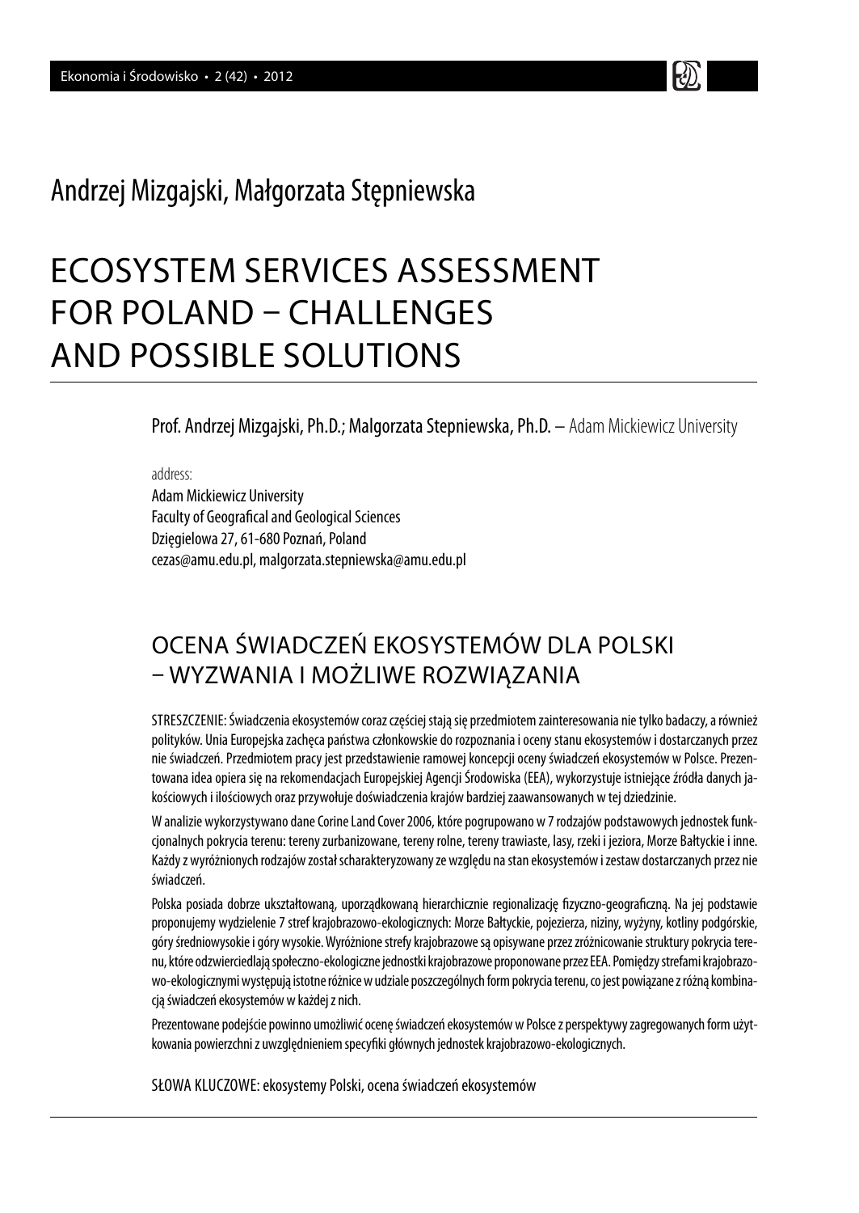Andrzej Mizgajski, Małgorzata Stępniewska

# ECOSYSTEM SERVICES ASSESSMENT FOR POLAND – CHALLENGES AND POSSIBLE SOLUTIONS

Prof. Andrzej Mizgajski, Ph.D.; Malgorzata Stepniewska, Ph.D. – Adam Mickiewicz University

address:
Adam Mickiewicz University
Faculty of Geografical and Geological Sciences
Dzięgielowa 27, 61-680 Poznań, Poland
cezas@amu.edu.pl, malgorzata.stepniewska@amu.edu.pl

## OCENA ŚWIADCZEŃ EKOSYSTEMÓW DLA POLSKI – WYZWANIA I MOŻLIWE ROZWIĄZANIA

STRESZCZENIE: Świadczenia ekosystemów coraz częściej stają się przedmiotem zainteresowania nie tylko badaczy, a również polityków. Unia Europejska zachęca państwa członkowskie do rozpoznania i oceny stanu ekosystemów i dostarczanych przez nie świadczeń. Przedmiotem pracy jest przedstawienie ramowej koncepcji oceny świadczeń ekosystemów w Polsce. Prezentowana idea opiera się na rekomendacjach Europejskiej Agencji Środowiska (EEA), wykorzystuje istniejące źródła danych jakościowych i ilościowych oraz przywołuje doświadczenia krajów bardziej zaawansowanych w tej dziedzinie.

W analizie wykorzystywano dane Corine Land Cover 2006, które pogrupowano w 7 rodzajów podstawowych jednostek funkcjonalnych pokrycia terenu: tereny zurbanizowane, tereny rolne, tereny trawiaste, lasy, rzeki i jeziora, Morze Bałtyckie i inne. Każdy z wyróżnionych rodzajów został scharakteryzowany ze względu na stan ekosystemów i zestaw dostarczanych przez nie świadczeń.

Polska posiada dobrze ukształtowaną, uporządkowaną hierarchicznie regionalizację fizyczno-geograficzną. Na jej podstawie proponujemy wydzielenie 7 stref krajobrazowo-ekologicznych: Morze Bałtyckie, pojezierza, niziny, wyżyny, kotliny podgórskie, góry średniowysokie i góry wysokie. Wyróżnione strefy krajobrazowe są opisywane przez zróżnicowanie struktury pokrycia terenu, które odzwierciedlają społeczno-ekologiczne jednostki krajobrazowe proponowane przez EEA. Pomiędzy strefami krajobrazowo-ekologicznymi występują istotne różnice w udziale poszczególnych form pokrycia terenu, co jest powiązane z różną kombinacją świadczeń ekosystemów w każdej z nich.

Prezentowane podejście powinno umożliwić ocenę świadczeń ekosystemów w Polsce z perspektywy zagregowanych form użytkowania powierzchni z uwzględnieniem specyfiki głównych jednostek krajobrazowo-ekologicznych.

SŁOWA KLUCZOWE: ekosystemy Polski, ocena świadczeń ekosystemów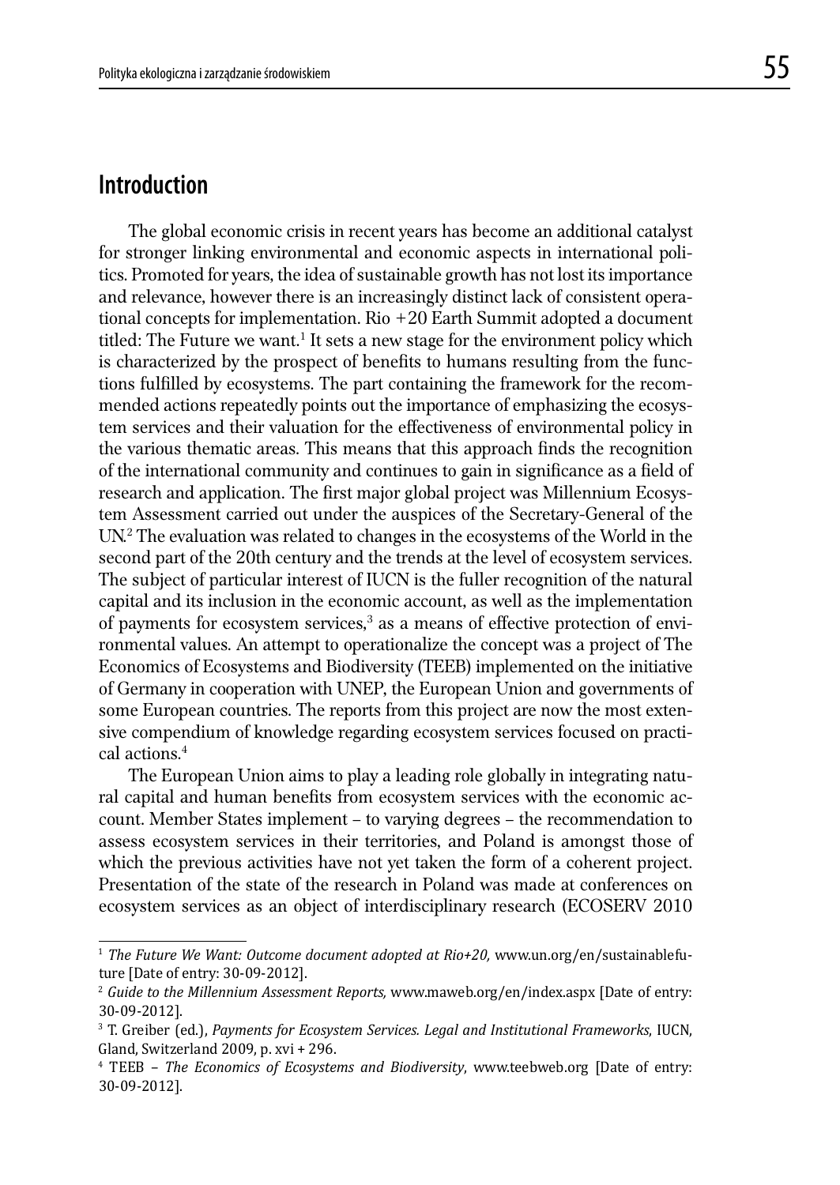## Introduction

The global economic crisis in recent years has become an additional catalyst for stronger linking environmental and economic aspects in international politics. Promoted for years, the idea of sustainable growth has not lost its importance and relevance, however there is an increasingly distinct lack of consistent operational concepts for implementation. Rio +20 Earth Summit adopted a document titled: The Future we want.[1] It sets a new stage for the environment policy which is characterized by the prospect of benefits to humans resulting from the functions fulfilled by ecosystems. The part containing the framework for the recommended actions repeatedly points out the importance of emphasizing the ecosystem services and their valuation for the effectiveness of environmental policy in the various thematic areas. This means that this approach finds the recognition of the international community and continues to gain in significance as a field of research and application. The first major global project was Millennium Ecosystem Assessment carried out under the auspices of the Secretary-General of the UN.[2] The evaluation was related to changes in the ecosystems of the World in the second part of the 20th century and the trends at the level of ecosystem services. The subject of particular interest of IUCN is the fuller recognition of the natural capital and its inclusion in the economic account, as well as the implementation of payments for ecosystem services,[3] as a means of effective protection of environmental values. An attempt to operationalize the concept was a project of The Economics of Ecosystems and Biodiversity (TEEB) implemented on the initiative of Germany in cooperation with UNEP, the European Union and governments of some European countries. The reports from this project are now the most extensive compendium of knowledge regarding ecosystem services focused on practical actions.[4]

The European Union aims to play a leading role globally in integrating natural capital and human benefits from ecosystem services with the economic account. Member States implement – to varying degrees – the recommendation to assess ecosystem services in their territories, and Poland is amongst those of which the previous activities have not yet taken the form of a coherent project. Presentation of the state of the research in Poland was made at conferences on ecosystem services as an object of interdisciplinary research (ECOSERV 2010

---

[1] *The Future We Want: Outcome document adopted at Rio+20,* www.un.org/en/sustainablefuture [Date of entry: 30-09-2012].

[2] *Guide to the Millennium Assessment Reports,* www.maweb.org/en/index.aspx [Date of entry: 30-09-2012].

[3] T. Greiber (ed.), *Payments for Ecosystem Services. Legal and Institutional Frameworks*, IUCN, Gland, Switzerland 2009, p. xvi + 296.

[4] TEEB – *The Economics of Ecosystems and Biodiversity*, www.teebweb.org [Date of entry: 30-09-2012].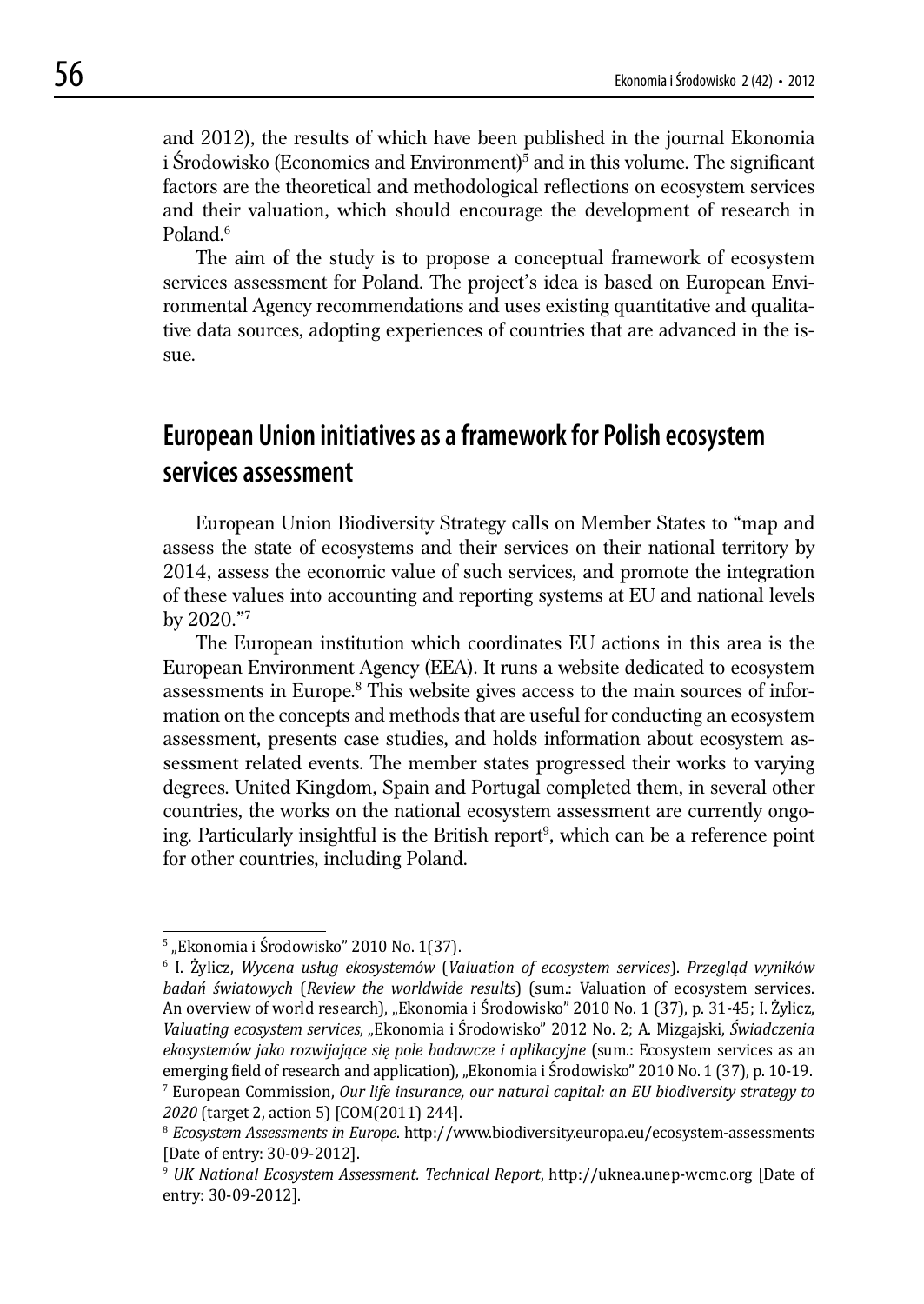and 2012), the results of which have been published in the journal Ekonomia i Środowisko (Economics and Environment)[5] and in this volume. The significant factors are the theoretical and methodological reflections on ecosystem services and their valuation, which should encourage the development of research in Poland.[6]

The aim of the study is to propose a conceptual framework of ecosystem services assessment for Poland. The project's idea is based on European Environmental Agency recommendations and uses existing quantitative and qualitative data sources, adopting experiences of countries that are advanced in the issue.

## European Union initiatives as a framework for Polish ecosystem services assessment

European Union Biodiversity Strategy calls on Member States to "map and assess the state of ecosystems and their services on their national territory by 2014, assess the economic value of such services, and promote the integration of these values into accounting and reporting systems at EU and national levels by 2020."[7]

The European institution which coordinates EU actions in this area is the European Environment Agency (EEA). It runs a website dedicated to ecosystem assessments in Europe.[8] This website gives access to the main sources of information on the concepts and methods that are useful for conducting an ecosystem assessment, presents case studies, and holds information about ecosystem assessment related events. The member states progressed their works to varying degrees. United Kingdom, Spain and Portugal completed them, in several other countries, the works on the national ecosystem assessment are currently ongoing. Particularly insightful is the British report[9], which can be a reference point for other countries, including Poland.

---

[5] „Ekonomia i Środowisko" 2010 No. 1(37).

[6] I. Żylicz, *Wycena usług ekosystemów* (*Valuation of ecosystem services*). *Przegląd wyników badań światowych* (*Review the worldwide results*) (sum.: Valuation of ecosystem services. An overview of world research), „Ekonomia i Środowisko" 2010 No. 1 (37), p. 31-45; I. Żylicz, *Valuating ecosystem services*, „Ekonomia i Środowisko" 2012 No. 2; A. Mizgajski, *Świadczenia ekosystemów jako rozwijające się pole badawcze i aplikacyjne* (sum.: Ecosystem services as an emerging field of research and application), „Ekonomia i Środowisko" 2010 No. 1 (37), p. 10-19.

[7] European Commission, *Our life insurance, our natural capital: an EU biodiversity strategy to 2020* (target 2, action 5) [COM(2011) 244].

[8] *Ecosystem Assessments in Europe*. http://www.biodiversity.europa.eu/ecosystem-assessments [Date of entry: 30-09-2012].

[9] *UK National Ecosystem Assessment. Technical Report*, http://uknea.unep-wcmc.org [Date of entry: 30-09-2012].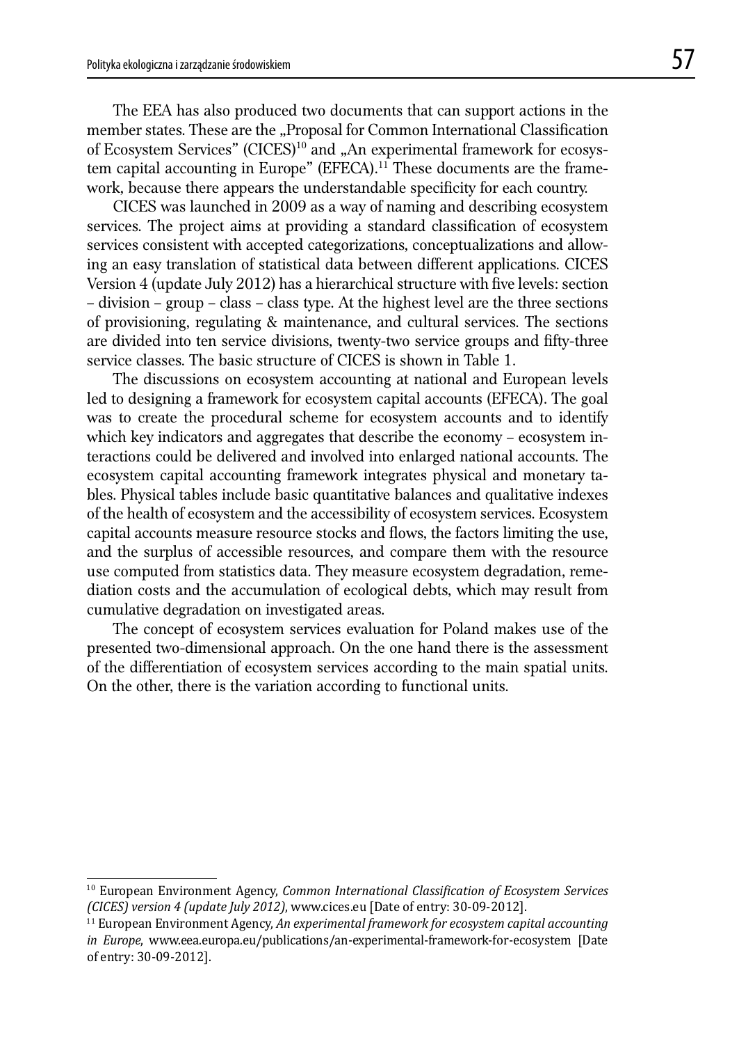The EEA has also produced two documents that can support actions in the member states. These are the „Proposal for Common International Classification of Ecosystem Services" (CICES)[10] and „An experimental framework for ecosystem capital accounting in Europe" (EFECA).[11] These documents are the framework, because there appears the understandable specificity for each country.

CICES was launched in 2009 as a way of naming and describing ecosystem services. The project aims at providing a standard classification of ecosystem services consistent with accepted categorizations, conceptualizations and allowing an easy translation of statistical data between different applications. CICES Version 4 (update July 2012) has a hierarchical structure with five levels: section – division – group – class – class type. At the highest level are the three sections of provisioning, regulating & maintenance, and cultural services. The sections are divided into ten service divisions, twenty-two service groups and fifty-three service classes. The basic structure of CICES is shown in Table 1.

The discussions on ecosystem accounting at national and European levels led to designing a framework for ecosystem capital accounts (EFECA). The goal was to create the procedural scheme for ecosystem accounts and to identify which key indicators and aggregates that describe the economy – ecosystem interactions could be delivered and involved into enlarged national accounts. The ecosystem capital accounting framework integrates physical and monetary tables. Physical tables include basic quantitative balances and qualitative indexes of the health of ecosystem and the accessibility of ecosystem services. Ecosystem capital accounts measure resource stocks and flows, the factors limiting the use, and the surplus of accessible resources, and compare them with the resource use computed from statistics data. They measure ecosystem degradation, remediation costs and the accumulation of ecological debts, which may result from cumulative degradation on investigated areas.

The concept of ecosystem services evaluation for Poland makes use of the presented two-dimensional approach. On the one hand there is the assessment of the differentiation of ecosystem services according to the main spatial units. On the other, there is the variation according to functional units.

---

[10] European Environment Agency, *Common International Classification of Ecosystem Services (CICES) version 4 (update July 2012)*, www.cices.eu [Date of entry: 30-09-2012].

[11] European Environment Agency, *An experimental framework for ecosystem capital accounting in Europe*, www.eea.europa.eu/publications/an-experimental-framework-for-ecosystem [Date of entry: 30-09-2012].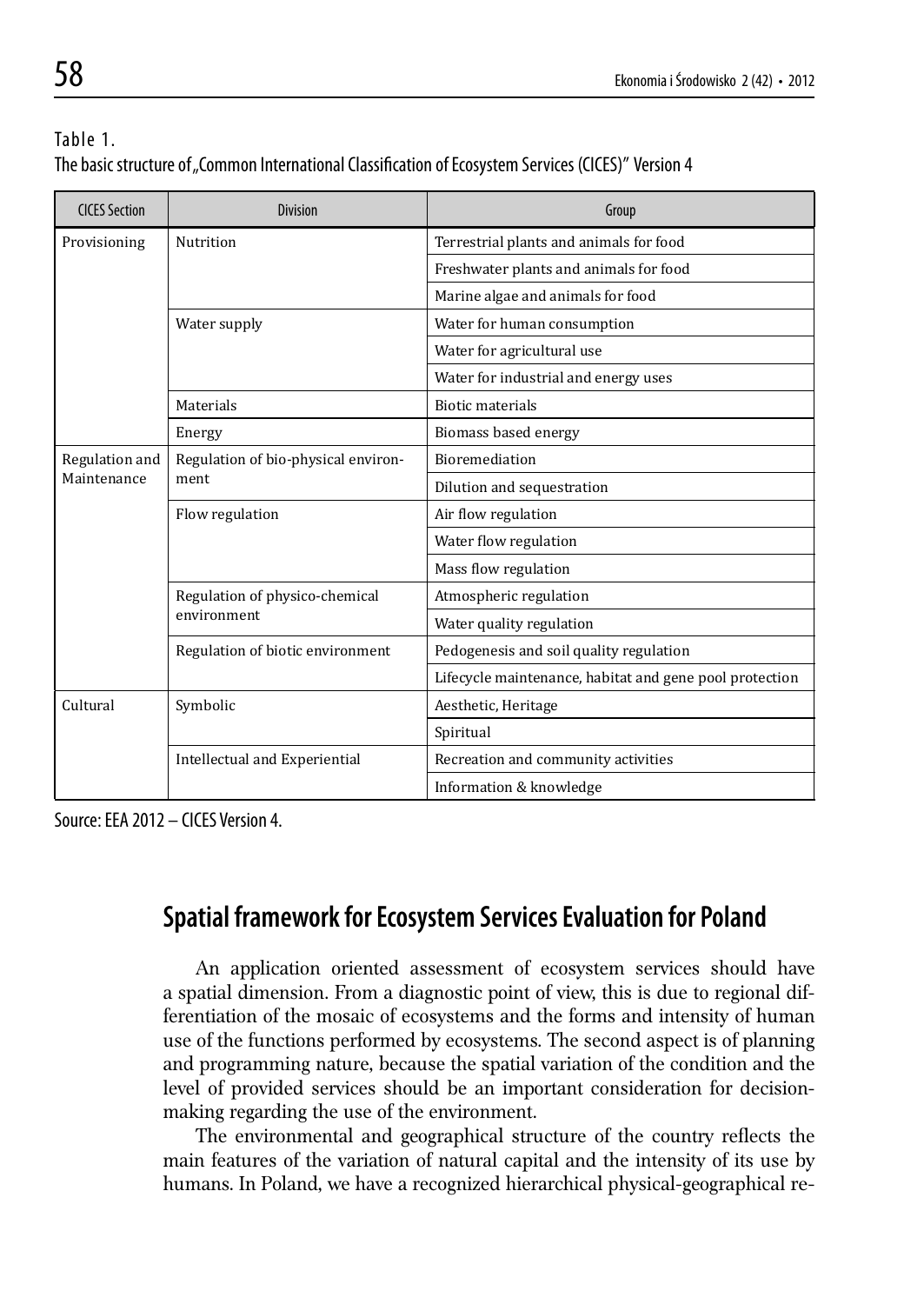Table 1.
The basic structure of „Common International Classification of Ecosystem Services (CICES)" Version 4

| CICES Section | Division | Group |
|---|---|---|
| Provisioning | Nutrition | Terrestrial plants and animals for food |
| | | Freshwater plants and animals for food |
| | | Marine algae and animals for food |
| | Water supply | Water for human consumption |
| | | Water for agricultural use |
| | | Water for industrial and energy uses |
| | Materials | Biotic materials |
| | Energy | Biomass based energy |
| Regulation and Maintenance | Regulation of bio-physical environment | Bioremediation |
| | | Dilution and sequestration |
| | Flow regulation | Air flow regulation |
| | | Water flow regulation |
| | | Mass flow regulation |
| | Regulation of physico-chemical environment | Atmospheric regulation |
| | | Water quality regulation |
| | Regulation of biotic environment | Pedogenesis and soil quality regulation |
| | | Lifecycle maintenance, habitat and gene pool protection |
| Cultural | Symbolic | Aesthetic, Heritage |
| | | Spiritual |
| | Intellectual and Experiential | Recreation and community activities |
| | | Information & knowledge |

Source: EEA 2012 – CICES Version 4.

## Spatial framework for Ecosystem Services Evaluation for Poland

An application oriented assessment of ecosystem services should have a spatial dimension. From a diagnostic point of view, this is due to regional differentiation of the mosaic of ecosystems and the forms and intensity of human use of the functions performed by ecosystems. The second aspect is of planning and programming nature, because the spatial variation of the condition and the level of provided services should be an important consideration for decision-making regarding the use of the environment.

The environmental and geographical structure of the country reflects the main features of the variation of natural capital and the intensity of its use by humans. In Poland, we have a recognized hierarchical physical-geographical re-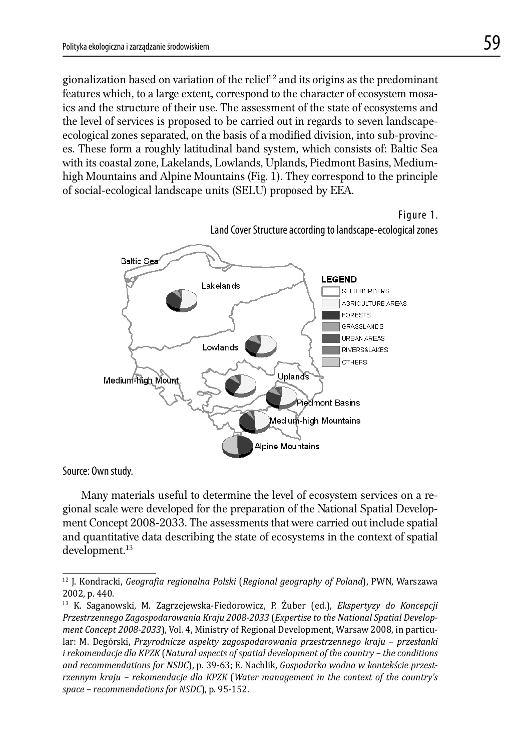gionalization based on variation of the relief[12] and its origins as the predominant features which, to a large extent, correspond to the character of ecosystem mosaics and the structure of their use. The assessment of the state of ecosystems and the level of services is proposed to be carried out in regards to seven landscape-ecological zones separated, on the basis of a modified division, into sub-provinces. These form a roughly latitudinal band system, which consists of: Baltic Sea with its coastal zone, Lakelands, Lowlands, Uplands, Piedmont Basins, Medium-high Mountains and Alpine Mountains (Fig. 1). They correspond to the principle of social-ecological landscape units (SELU) proposed by EEA.

Figure 1.
Land Cover Structure according to landscape-ecological zones

Source: Own study.

Many materials useful to determine the level of ecosystem services on a regional scale were developed for the preparation of the National Spatial Development Concept 2008-2033. The assessments that were carried out include spatial and quantitative data describing the state of ecosystems in the context of spatial development.[13]

---

[12] J. Kondracki, *Geografia regionalna Polski* (*Regional geography of Poland*), PWN, Warszawa 2002, p. 440.

[13] K. Saganowski, M. Zagrzejewska-Fiedorowicz, P. Żuber (ed.), *Ekspertyzy do Koncepcji Przestrzennego Zagospodarowania Kraju 2008-2033* (*Expertise to the National Spatial Development Concept 2008-2033*), Vol. 4, Ministry of Regional Development, Warsaw 2008, in particular: M. Degórski, *Przyrodnicze aspekty zagospodarowania przestrzennego kraju – przesłanki i rekomendacje dla KPZK* (*Natural aspects of spatial development of the country – the conditions and recommendations for NSDC*), p. 39-63; E. Nachlik, *Gospodarka wodna w kontekście przestrzennym kraju – rekomendacje dla KPZK* (*Water management in the context of the country's space – recommendations for NSDC*), p. 95-152.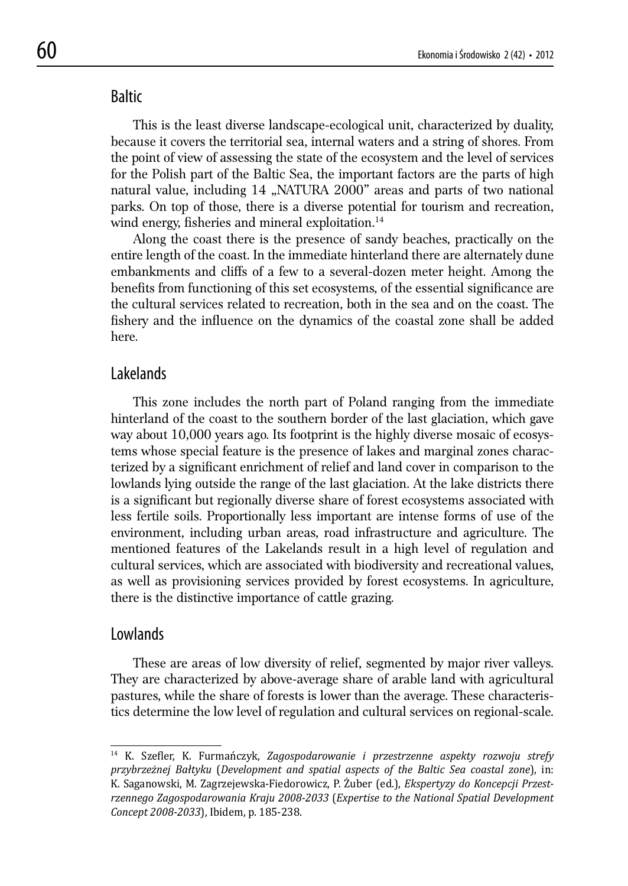## Baltic

This is the least diverse landscape-ecological unit, characterized by duality, because it covers the territorial sea, internal waters and a string of shores. From the point of view of assessing the state of the ecosystem and the level of services for the Polish part of the Baltic Sea, the important factors are the parts of high natural value, including 14 „NATURA 2000" areas and parts of two national parks. On top of those, there is a diverse potential for tourism and recreation, wind energy, fisheries and mineral exploitation.[14]

Along the coast there is the presence of sandy beaches, practically on the entire length of the coast. In the immediate hinterland there are alternately dune embankments and cliffs of a few to a several-dozen meter height. Among the benefits from functioning of this set ecosystems, of the essential significance are the cultural services related to recreation, both in the sea and on the coast. The fishery and the influence on the dynamics of the coastal zone shall be added here.

## Lakelands

This zone includes the north part of Poland ranging from the immediate hinterland of the coast to the southern border of the last glaciation, which gave way about 10,000 years ago. Its footprint is the highly diverse mosaic of ecosystems whose special feature is the presence of lakes and marginal zones characterized by a significant enrichment of relief and land cover in comparison to the lowlands lying outside the range of the last glaciation. At the lake districts there is a significant but regionally diverse share of forest ecosystems associated with less fertile soils. Proportionally less important are intense forms of use of the environment, including urban areas, road infrastructure and agriculture. The mentioned features of the Lakelands result in a high level of regulation and cultural services, which are associated with biodiversity and recreational values, as well as provisioning services provided by forest ecosystems. In agriculture, there is the distinctive importance of cattle grazing.

## Lowlands

These are areas of low diversity of relief, segmented by major river valleys. They are characterized by above-average share of arable land with agricultural pastures, while the share of forests is lower than the average. These characteristics determine the low level of regulation and cultural services on regional-scale.

---

[14] K. Szefler, K. Furmańczyk, *Zagospodarowanie i przestrzenne aspekty rozwoju strefy przybrzeżnej Bałtyku* (*Development and spatial aspects of the Baltic Sea coastal zone*), in: K. Saganowski, M. Zagrzejewska-Fiedorowicz, P. Żuber (ed.), *Ekspertyzy do Koncepcji Przestrzennego Zagospodarowania Kraju 2008-2033* (*Expertise to the National Spatial Development Concept 2008-2033*), Ibidem, p. 185-238.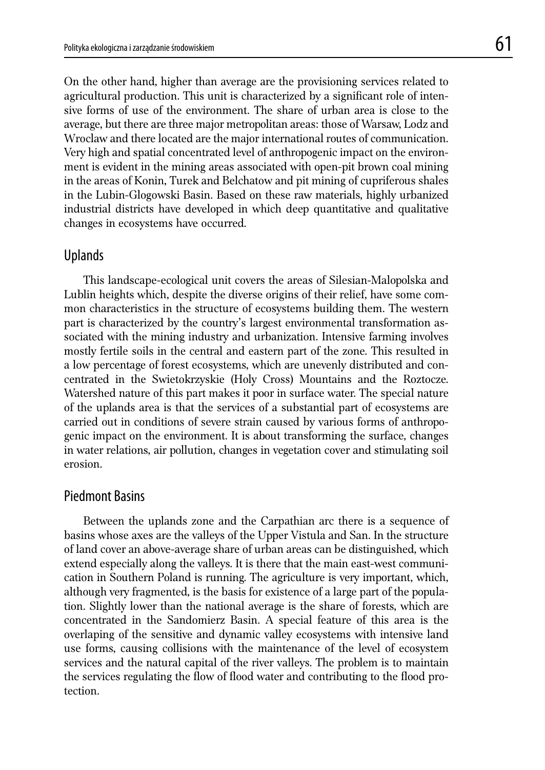On the other hand, higher than average are the provisioning services related to agricultural production. This unit is characterized by a significant role of intensive forms of use of the environment. The share of urban area is close to the average, but there are three major metropolitan areas: those of Warsaw, Lodz and Wroclaw and there located are the major international routes of communication. Very high and spatial concentrated level of anthropogenic impact on the environment is evident in the mining areas associated with open-pit brown coal mining in the areas of Konin, Turek and Belchatow and pit mining of cupriferous shales in the Lubin-Glogowski Basin. Based on these raw materials, highly urbanized industrial districts have developed in which deep quantitative and qualitative changes in ecosystems have occurred.

## Uplands

This landscape-ecological unit covers the areas of Silesian-Malopolska and Lublin heights which, despite the diverse origins of their relief, have some common characteristics in the structure of ecosystems building them. The western part is characterized by the country's largest environmental transformation associated with the mining industry and urbanization. Intensive farming involves mostly fertile soils in the central and eastern part of the zone. This resulted in a low percentage of forest ecosystems, which are unevenly distributed and concentrated in the Swietokrzyskie (Holy Cross) Mountains and the Roztocze. Watershed nature of this part makes it poor in surface water. The special nature of the uplands area is that the services of a substantial part of ecosystems are carried out in conditions of severe strain caused by various forms of anthropogenic impact on the environment. It is about transforming the surface, changes in water relations, air pollution, changes in vegetation cover and stimulating soil erosion.

## Piedmont Basins

Between the uplands zone and the Carpathian arc there is a sequence of basins whose axes are the valleys of the Upper Vistula and San. In the structure of land cover an above-average share of urban areas can be distinguished, which extend especially along the valleys. It is there that the main east-west communication in Southern Poland is running. The agriculture is very important, which, although very fragmented, is the basis for existence of a large part of the population. Slightly lower than the national average is the share of forests, which are concentrated in the Sandomierz Basin. A special feature of this area is the overlaping of the sensitive and dynamic valley ecosystems with intensive land use forms, causing collisions with the maintenance of the level of ecosystem services and the natural capital of the river valleys. The problem is to maintain the services regulating the flow of flood water and contributing to the flood protection.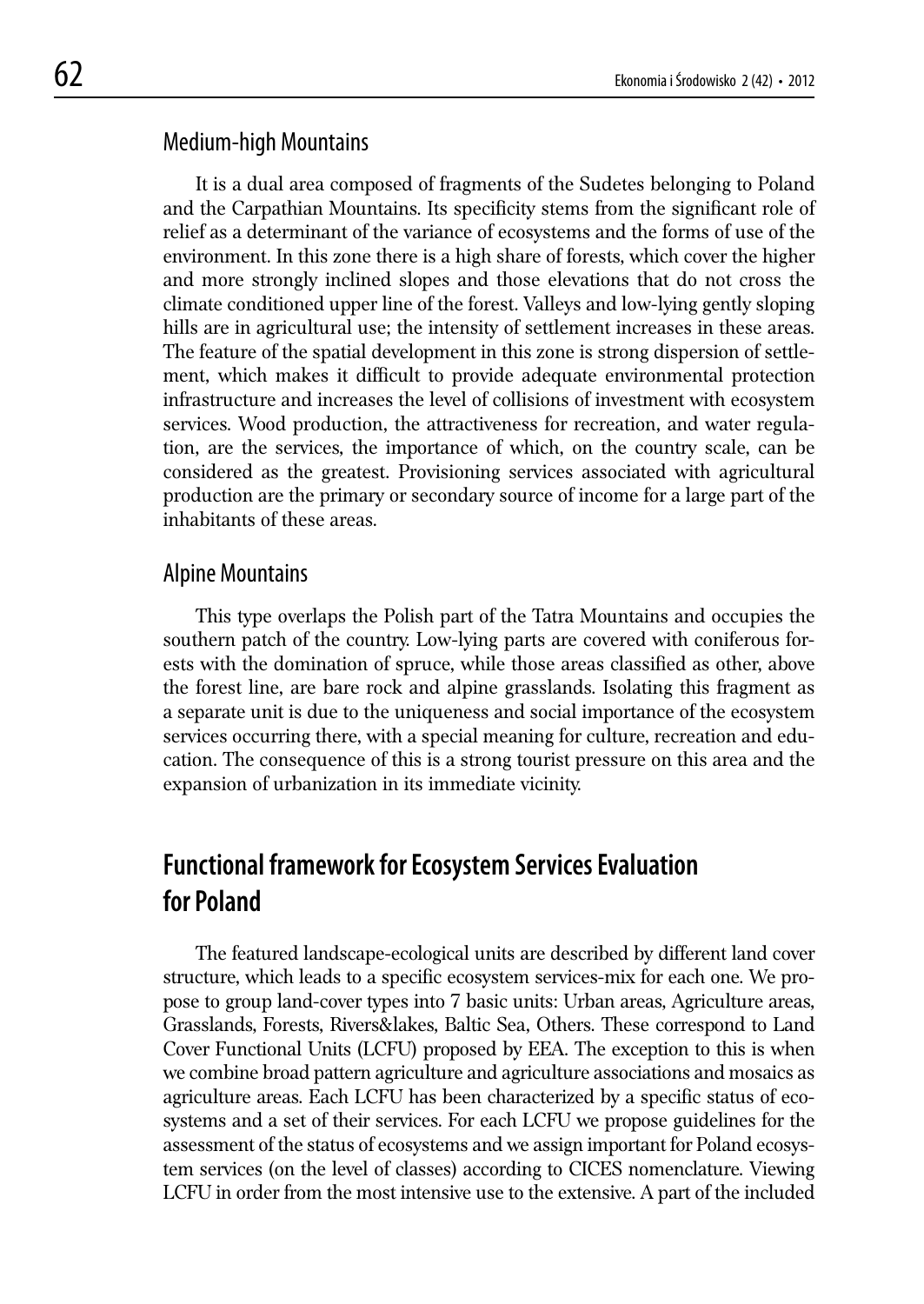### Medium-high Mountains

It is a dual area composed of fragments of the Sudetes belonging to Poland and the Carpathian Mountains. Its specificity stems from the significant role of relief as a determinant of the variance of ecosystems and the forms of use of the environment. In this zone there is a high share of forests, which cover the higher and more strongly inclined slopes and those elevations that do not cross the climate conditioned upper line of the forest. Valleys and low-lying gently sloping hills are in agricultural use; the intensity of settlement increases in these areas. The feature of the spatial development in this zone is strong dispersion of settlement, which makes it difficult to provide adequate environmental protection infrastructure and increases the level of collisions of investment with ecosystem services. Wood production, the attractiveness for recreation, and water regulation, are the services, the importance of which, on the country scale, can be considered as the greatest. Provisioning services associated with agricultural production are the primary or secondary source of income for a large part of the inhabitants of these areas.

### Alpine Mountains

This type overlaps the Polish part of the Tatra Mountains and occupies the southern patch of the country. Low-lying parts are covered with coniferous forests with the domination of spruce, while those areas classified as other, above the forest line, are bare rock and alpine grasslands. Isolating this fragment as a separate unit is due to the uniqueness and social importance of the ecosystem services occurring there, with a special meaning for culture, recreation and education. The consequence of this is a strong tourist pressure on this area and the expansion of urbanization in its immediate vicinity.

## Functional framework for Ecosystem Services Evaluation for Poland

The featured landscape-ecological units are described by different land cover structure, which leads to a specific ecosystem services-mix for each one. We propose to group land-cover types into 7 basic units: Urban areas, Agriculture areas, Grasslands, Forests, Rivers&lakes, Baltic Sea, Others. These correspond to Land Cover Functional Units (LCFU) proposed by EEA. The exception to this is when we combine broad pattern agriculture and agriculture associations and mosaics as agriculture areas. Each LCFU has been characterized by a specific status of ecosystems and a set of their services. For each LCFU we propose guidelines for the assessment of the status of ecosystems and we assign important for Poland ecosystem services (on the level of classes) according to CICES nomenclature. Viewing LCFU in order from the most intensive use to the extensive. A part of the included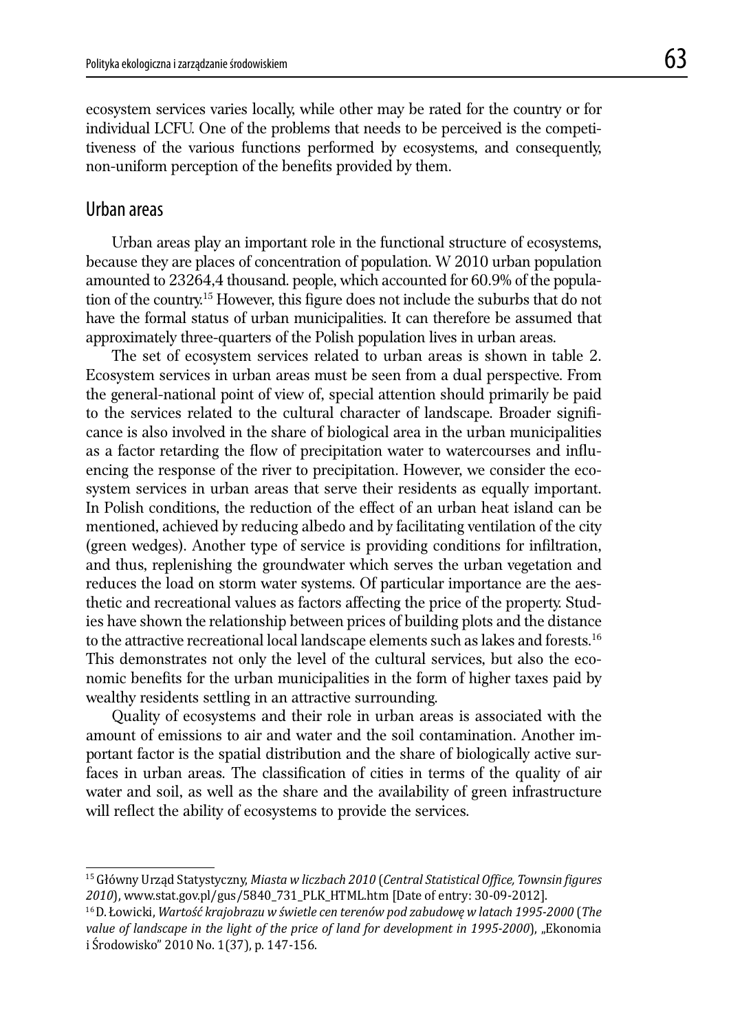ecosystem services varies locally, while other may be rated for the country or for individual LCFU. One of the problems that needs to be perceived is the competitiveness of the various functions performed by ecosystems, and consequently, non-uniform perception of the benefits provided by them.

## Urban areas

Urban areas play an important role in the functional structure of ecosystems, because they are places of concentration of population. W 2010 urban population amounted to 23264,4 thousand. people, which accounted for 60.9% of the population of the country.[15] However, this figure does not include the suburbs that do not have the formal status of urban municipalities. It can therefore be assumed that approximately three-quarters of the Polish population lives in urban areas.

The set of ecosystem services related to urban areas is shown in table 2. Ecosystem services in urban areas must be seen from a dual perspective. From the general-national point of view of, special attention should primarily be paid to the services related to the cultural character of landscape. Broader significance is also involved in the share of biological area in the urban municipalities as a factor retarding the flow of precipitation water to watercourses and influencing the response of the river to precipitation. However, we consider the ecosystem services in urban areas that serve their residents as equally important. In Polish conditions, the reduction of the effect of an urban heat island can be mentioned, achieved by reducing albedo and by facilitating ventilation of the city (green wedges). Another type of service is providing conditions for infiltration, and thus, replenishing the groundwater which serves the urban vegetation and reduces the load on storm water systems. Of particular importance are the aesthetic and recreational values as factors affecting the price of the property. Studies have shown the relationship between prices of building plots and the distance to the attractive recreational local landscape elements such as lakes and forests.[16] This demonstrates not only the level of the cultural services, but also the economic benefits for the urban municipalities in the form of higher taxes paid by wealthy residents settling in an attractive surrounding.

Quality of ecosystems and their role in urban areas is associated with the amount of emissions to air and water and the soil contamination. Another important factor is the spatial distribution and the share of biologically active surfaces in urban areas. The classification of cities in terms of the quality of air water and soil, as well as the share and the availability of green infrastructure will reflect the ability of ecosystems to provide the services.

---

[15] Główny Urząd Statystyczny, *Miasta w liczbach 2010* (*Central Statistical Office, Townsin figures 2010*), www.stat.gov.pl/gus/5840_731_PLK_HTML.htm [Date of entry: 30-09-2012].

[16] D. Łowicki, *Wartość krajobrazu w świetle cen terenów pod zabudowę w latach 1995-2000* (*The value of landscape in the light of the price of land for development in 1995-2000*), „Ekonomia i Środowisko" 2010 No. 1(37), p. 147-156.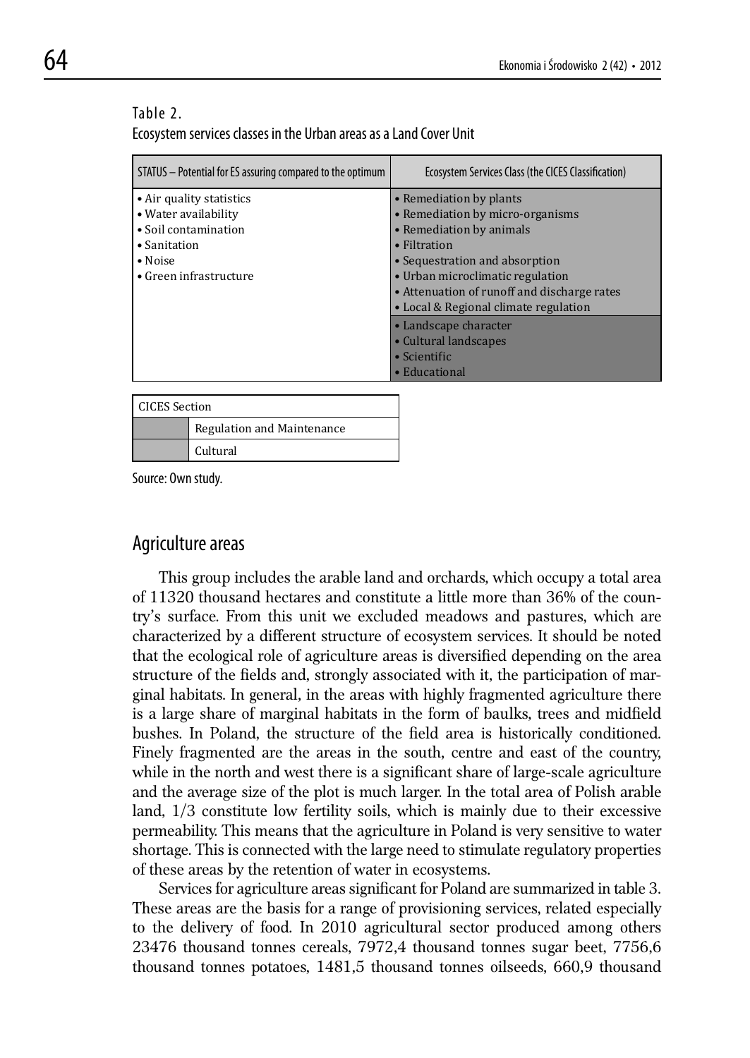Table 2.
Ecosystem services classes in the Urban areas as a Land Cover Unit

| STATUS – Potential for ES assuring compared to the optimum | Ecosystem Services Class (the CICES Classification) |
|---|---|
| • Air quality statistics<br>• Water availability<br>• Soil contamination<br>• Sanitation<br>• Noise<br>• Green infrastructure | • Remediation by plants<br>• Remediation by micro-organisms<br>• Remediation by animals<br>• Filtration<br>• Sequestration and absorption<br>• Urban microclimatic regulation<br>• Attenuation of runoff and discharge rates<br>• Local & Regional climate regulation |
| | • Landscape character<br>• Cultural landscapes<br>• Scientific<br>• Educational |

| CICES Section | |
|---|---|
| | Regulation and Maintenance |
| | Cultural |

Source: Own study.

## Agriculture areas

This group includes the arable land and orchards, which occupy a total area of 11320 thousand hectares and constitute a little more than 36% of the country's surface. From this unit we excluded meadows and pastures, which are characterized by a different structure of ecosystem services. It should be noted that the ecological role of agriculture areas is diversified depending on the area structure of the fields and, strongly associated with it, the participation of marginal habitats. In general, in the areas with highly fragmented agriculture there is a large share of marginal habitats in the form of baulks, trees and midfield bushes. In Poland, the structure of the field area is historically conditioned. Finely fragmented are the areas in the south, centre and east of the country, while in the north and west there is a significant share of large-scale agriculture and the average size of the plot is much larger. In the total area of Polish arable land, 1/3 constitute low fertility soils, which is mainly due to their excessive permeability. This means that the agriculture in Poland is very sensitive to water shortage. This is connected with the large need to stimulate regulatory properties of these areas by the retention of water in ecosystems.

Services for agriculture areas significant for Poland are summarized in table 3. These areas are the basis for a range of provisioning services, related especially to the delivery of food. In 2010 agricultural sector produced among others 23476 thousand tonnes cereals, 7972,4 thousand tonnes sugar beet, 7756,6 thousand tonnes potatoes, 1481,5 thousand tonnes oilseeds, 660,9 thousand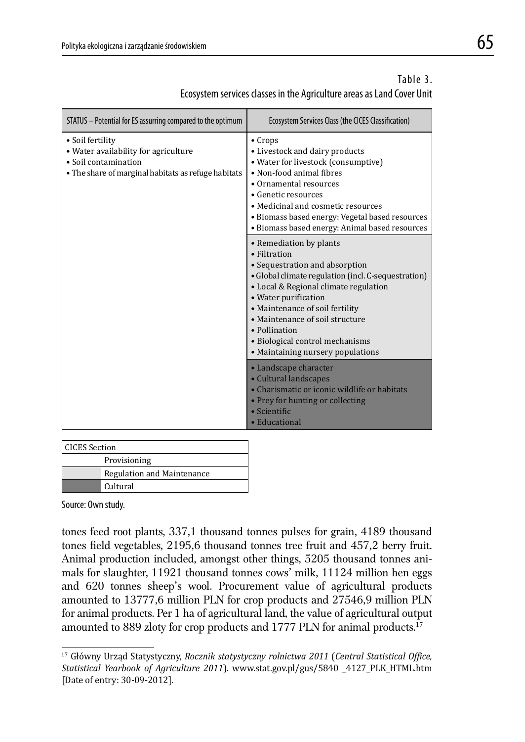Table 3.
Ecosystem services classes in the Agriculture areas as Land Cover Unit

| STATUS – Potential for ES assurring compared to the optimum | Ecosystem Services Class (the CICES Classification) |
|---|---|
| • Soil fertility<br>• Water availability for agriculture<br>• Soil contamination<br>• The share of marginal habitats as refuge habitats | • Crops<br>• Livestock and dairy products<br>• Water for livestock (consumptive)<br>• Non-food animal fibres<br>• Ornamental resources<br>• Genetic resources<br>• Medicinal and cosmetic resources<br>• Biomass based energy: Vegetal based resources<br>• Biomass based energy: Animal based resources |
| | • Remediation by plants<br>• Filtration<br>• Sequestration and absorption<br>• Global climate regulation (incl. C-sequestration)<br>• Local & Regional climate regulation<br>• Water purification<br>• Maintenance of soil fertility<br>• Maintenance of soil structure<br>• Pollination<br>• Biological control mechanisms<br>• Maintaining nursery populations |
| | • Landscape character<br>• Cultural landscapes<br>• Charismatic or iconic wildlife or habitats<br>• Prey for hunting or collecting<br>• Scientific<br>• Educational |

| CICES Section | |
|---|---|
| (white) | Provisioning |
| (light grey) | Regulation and Maintenance |
| (dark grey) | Cultural |

Source: Own study.

tones feed root plants, 337,1 thousand tonnes pulses for grain, 4189 thousand tones field vegetables, 2195,6 thousand tonnes tree fruit and 457,2 berry fruit. Animal production included, amongst other things, 5205 thousand tonnes animals for slaughter, 11921 thousand tonnes cows' milk, 11124 million hen eggs and 620 tonnes sheep's wool. Procurement value of agricultural products amounted to 13777,6 million PLN for crop products and 27546,9 million PLN for animal products. Per 1 ha of agricultural land, the value of agricultural output amounted to 889 zloty for crop products and 1777 PLN for animal products.[17]

[17] Główny Urząd Statystyczny, *Rocznik statystyczny rolnictwa 2011* (*Central Statistical Office, Statistical Yearbook of Agriculture 2011*). www.stat.gov.pl/gus/5840 _4127_PLK_HTML.htm [Date of entry: 30-09-2012].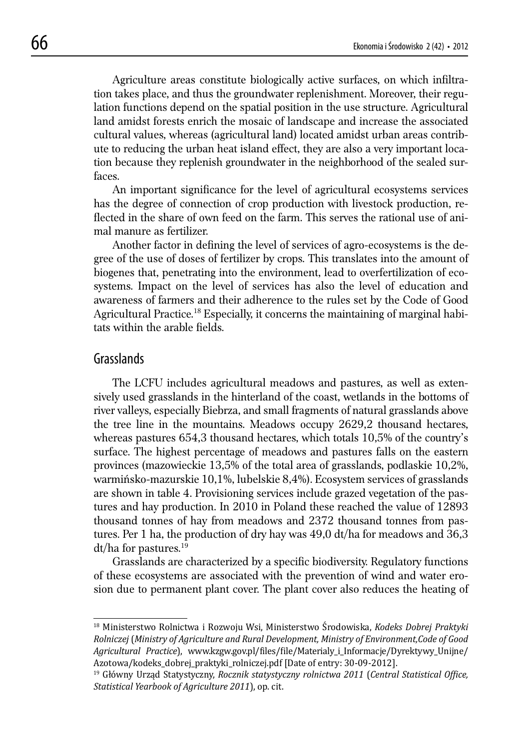Agriculture areas constitute biologically active surfaces, on which infiltration takes place, and thus the groundwater replenishment. Moreover, their regulation functions depend on the spatial position in the use structure. Agricultural land amidst forests enrich the mosaic of landscape and increase the associated cultural values, whereas (agricultural land) located amidst urban areas contribute to reducing the urban heat island effect, they are also a very important location because they replenish groundwater in the neighborhood of the sealed surfaces.

An important significance for the level of agricultural ecosystems services has the degree of connection of crop production with livestock production, reflected in the share of own feed on the farm. This serves the rational use of animal manure as fertilizer.

Another factor in defining the level of services of agro-ecosystems is the degree of the use of doses of fertilizer by crops. This translates into the amount of biogenes that, penetrating into the environment, lead to overfertilization of ecosystems. Impact on the level of services has also the level of education and awareness of farmers and their adherence to the rules set by the Code of Good Agricultural Practice.[18] Especially, it concerns the maintaining of marginal habitats within the arable fields.

## Grasslands

The LCFU includes agricultural meadows and pastures, as well as extensively used grasslands in the hinterland of the coast, wetlands in the bottoms of river valleys, especially Biebrza, and small fragments of natural grasslands above the tree line in the mountains. Meadows occupy 2629,2 thousand hectares, whereas pastures 654,3 thousand hectares, which totals 10,5% of the country's surface. The highest percentage of meadows and pastures falls on the eastern provinces (mazowieckie 13,5% of the total area of grasslands, podlaskie 10,2%, warmińsko-mazurskie 10,1%, lubelskie 8,4%). Ecosystem services of grasslands are shown in table 4. Provisioning services include grazed vegetation of the pastures and hay production. In 2010 in Poland these reached the value of 12893 thousand tonnes of hay from meadows and 2372 thousand tonnes from pastures. Per 1 ha, the production of dry hay was 49,0 dt/ha for meadows and 36,3 dt/ha for pastures.[19]

Grasslands are characterized by a specific biodiversity. Regulatory functions of these ecosystems are associated with the prevention of wind and water erosion due to permanent plant cover. The plant cover also reduces the heating of

---

[18] Ministerstwo Rolnictwa i Rozwoju Wsi, Ministerstwo Środowiska, *Kodeks Dobrej Praktyki Rolniczej* (*Ministry of Agriculture and Rural Development, Ministry of Environment, Code of Good Agricultural Practice*), www.kzgw.gov.pl/files/file/Materialy_i_Informacje/Dyrektywy_Unijne/Azotowa/kodeks_dobrej_praktyki_rolniczej.pdf [Date of entry: 30-09-2012].

[19] Główny Urząd Statystyczny, *Rocznik statystyczny rolnictwa 2011* (*Central Statistical Office, Statistical Yearbook of Agriculture 2011*), op. cit.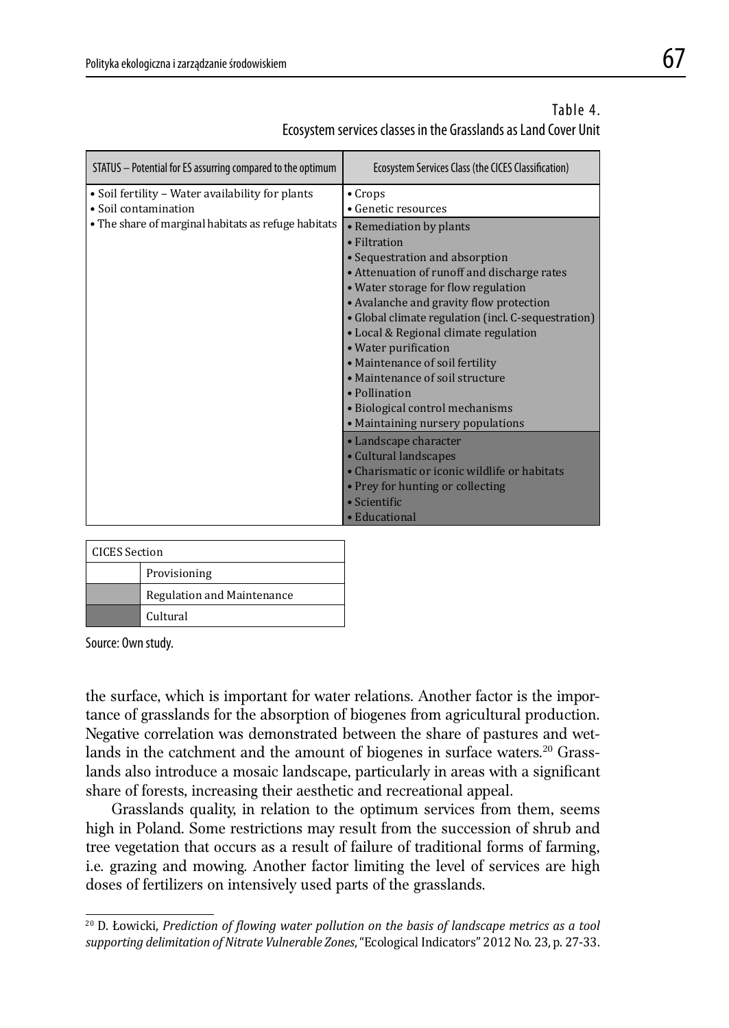Table 4.
Ecosystem services classes in the Grasslands as Land Cover Unit

| STATUS – Potential for ES assurring compared to the optimum | Ecosystem Services Class (the CICES Classification) |
|---|---|
| • Soil fertility – Water availability for plants<br>• Soil contamination<br>• The share of marginal habitats as refuge habitats | • Crops<br>• Genetic resources |
| | • Remediation by plants<br>• Filtration<br>• Sequestration and absorption<br>• Attenuation of runoff and discharge rates<br>• Water storage for flow regulation<br>• Avalanche and gravity flow protection<br>• Global climate regulation (incl. C-sequestration)<br>• Local & Regional climate regulation<br>• Water purification<br>• Maintenance of soil fertility<br>• Maintenance of soil structure<br>• Pollination<br>• Biological control mechanisms<br>• Maintaining nursery populations |
| | • Landscape character<br>• Cultural landscapes<br>• Charismatic or iconic wildlife or habitats<br>• Prey for hunting or collecting<br>• Scientific<br>• Educational |

| CICES Section | |
|---|---|
| (white) | Provisioning |
| (light grey) | Regulation and Maintenance |
| (dark grey) | Cultural |

Source: Own study.

the surface, which is important for water relations. Another factor is the importance of grasslands for the absorption of biogenes from agricultural production. Negative correlation was demonstrated between the share of pastures and wetlands in the catchment and the amount of biogenes in surface waters.[20] Grasslands also introduce a mosaic landscape, particularly in areas with a significant share of forests, increasing their aesthetic and recreational appeal.

Grasslands quality, in relation to the optimum services from them, seems high in Poland. Some restrictions may result from the succession of shrub and tree vegetation that occurs as a result of failure of traditional forms of farming, i.e. grazing and mowing. Another factor limiting the level of services are high doses of fertilizers on intensively used parts of the grasslands.

---

[20] D. Łowicki, *Prediction of flowing water pollution on the basis of landscape metrics as a tool supporting delimitation of Nitrate Vulnerable Zones*, "Ecological Indicators" 2012 No. 23, p. 27-33.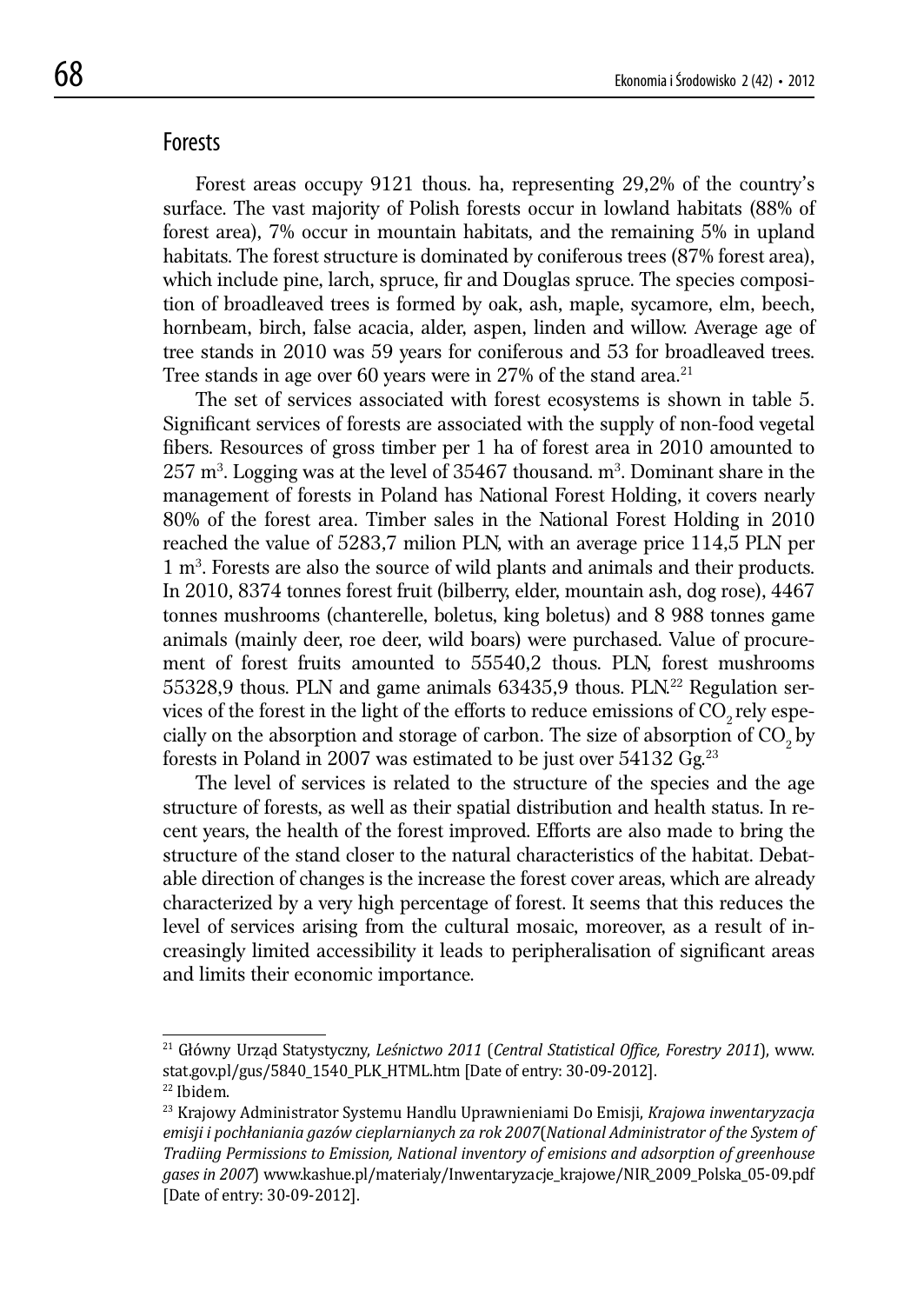## Forests

Forest areas occupy 9121 thous. ha, representing 29,2% of the country's surface. The vast majority of Polish forests occur in lowland habitats (88% of forest area), 7% occur in mountain habitats, and the remaining 5% in upland habitats. The forest structure is dominated by coniferous trees (87% forest area), which include pine, larch, spruce, fir and Douglas spruce. The species composition of broadleaved trees is formed by oak, ash, maple, sycamore, elm, beech, hornbeam, birch, false acacia, alder, aspen, linden and willow. Average age of tree stands in 2010 was 59 years for coniferous and 53 for broadleaved trees. Tree stands in age over 60 years were in 27% of the stand area.[21]

The set of services associated with forest ecosystems is shown in table 5. Significant services of forests are associated with the supply of non-food vegetal fibers. Resources of gross timber per 1 ha of forest area in 2010 amounted to 257 $m^3$. Logging was at the level of 35467 thousand. $m^3$. Dominant share in the management of forests in Poland has National Forest Holding, it covers nearly 80% of the forest area. Timber sales in the National Forest Holding in 2010 reached the value of 5283,7 milion PLN, with an average price 114,5 PLN per 1 $m^3$. Forests are also the source of wild plants and animals and their products. In 2010, 8374 tonnes forest fruit (bilberry, elder, mountain ash, dog rose), 4467 tonnes mushrooms (chanterelle, boletus, king boletus) and 8 988 tonnes game animals (mainly deer, roe deer, wild boars) were purchased. Value of procurement of forest fruits amounted to 55540,2 thous. PLN, forest mushrooms 55328,9 thous. PLN and game animals 63435,9 thous. PLN.[22] Regulation services of the forest in the light of the efforts to reduce emissions of $CO_2$ rely especially on the absorption and storage of carbon. The size of absorption of $CO_2$ by forests in Poland in 2007 was estimated to be just over 54132 Gg.[23]

The level of services is related to the structure of the species and the age structure of forests, as well as their spatial distribution and health status. In recent years, the health of the forest improved. Efforts are also made to bring the structure of the stand closer to the natural characteristics of the habitat. Debatable direction of changes is the increase the forest cover areas, which are already characterized by a very high percentage of forest. It seems that this reduces the level of services arising from the cultural mosaic, moreover, as a result of increasingly limited accessibility it leads to peripheralisation of significant areas and limits their economic importance.

---

[21] Główny Urząd Statystyczny, *Leśnictwo 2011* (*Central Statistical Office, Forestry 2011*), www.stat.gov.pl/gus/5840_1540_PLK_HTML.htm [Date of entry: 30-09-2012].

[22] Ibidem.

[23] Krajowy Administrator Systemu Handlu Uprawnieniami Do Emisji, *Krajowa inwentaryzacja emisji i pochłaniania gazów cieplarnianych za rok 2007*(*National Administrator of the System of Tradiing Permissions to Emission, National inventory of emisions and adsorption of greenhouse gases in 2007*) www.kashue.pl/materialy/Inwentaryzacje_krajowe/NIR_2009_Polska_05-09.pdf [Date of entry: 30-09-2012].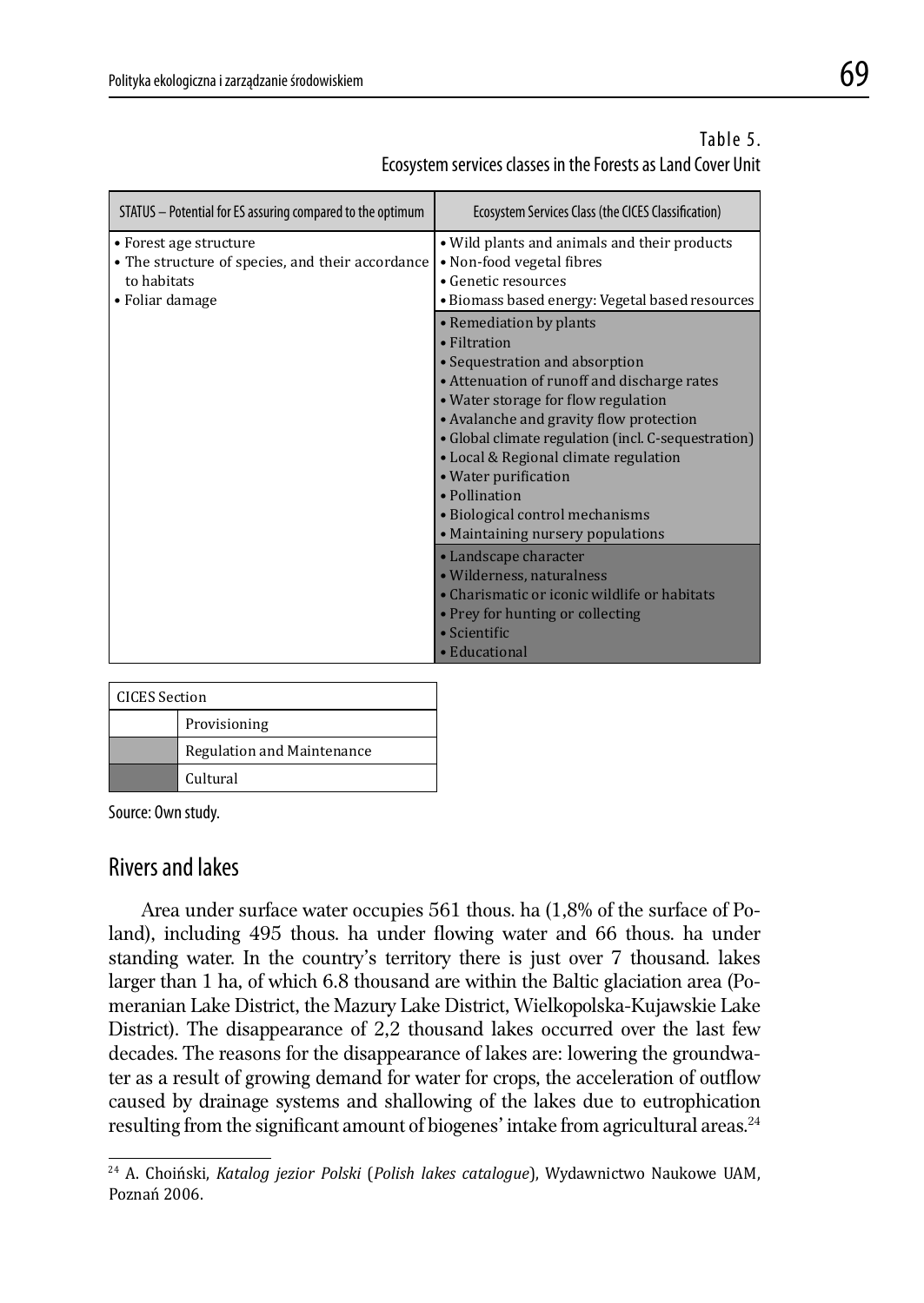Table 5.
Ecosystem services classes in the Forests as Land Cover Unit

| STATUS – Potential for ES assuring compared to the optimum | Ecosystem Services Class (the CICES Classification) |
|---|---|
| • Forest age structure<br>• The structure of species, and their accordance to habitats<br>• Foliar damage | • Wild plants and animals and their products<br>• Non-food vegetal fibres<br>• Genetic resources<br>• Biomass based energy: Vegetal based resources |
| | • Remediation by plants<br>• Filtration<br>• Sequestration and absorption<br>• Attenuation of runoff and discharge rates<br>• Water storage for flow regulation<br>• Avalanche and gravity flow protection<br>• Global climate regulation (incl. C-sequestration)<br>• Local & Regional climate regulation<br>• Water purification<br>• Pollination<br>• Biological control mechanisms<br>• Maintaining nursery populations |
| | • Landscape character<br>• Wilderness, naturalness<br>• Charismatic or iconic wildlife or habitats<br>• Prey for hunting or collecting<br>• Scientific<br>• Educational |

| CICES Section | |
|---|---|
| (white) | Provisioning |
| (light grey) | Regulation and Maintenance |
| (dark grey) | Cultural |

Source: Own study.

## Rivers and lakes

Area under surface water occupies 561 thous. ha (1,8% of the surface of Poland), including 495 thous. ha under flowing water and 66 thous. ha under standing water. In the country's territory there is just over 7 thousand. lakes larger than 1 ha, of which 6.8 thousand are within the Baltic glaciation area (Pomeranian Lake District, the Mazury Lake District, Wielkopolska-Kujawskie Lake District). The disappearance of 2,2 thousand lakes occurred over the last few decades. The reasons for the disappearance of lakes are: lowering the groundwater as a result of growing demand for water for crops, the acceleration of outflow caused by drainage systems and shallowing of the lakes due to eutrophication resulting from the significant amount of biogenes' intake from agricultural areas.[24]

[24] A. Choiński, *Katalog jezior Polski* (*Polish lakes catalogue*), Wydawnictwo Naukowe UAM, Poznań 2006.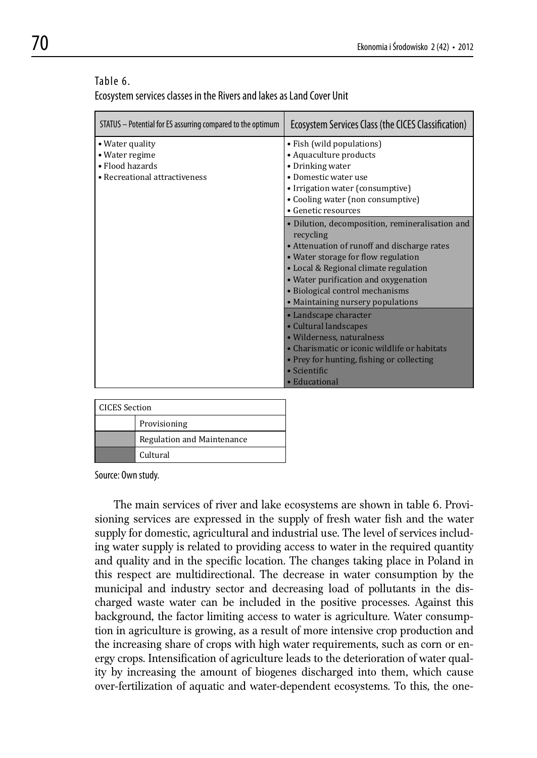Table 6.
Ecosystem services classes in the Rivers and lakes as Land Cover Unit

| STATUS – Potential for ES assurring compared to the optimum | Ecosystem Services Class (the CICES Classification) |
|---|---|
| • Water quality<br>• Water regime<br>• Flood hazards<br>• Recreational attractiveness | • Fish (wild populations)<br>• Aquaculture products<br>• Drinking water<br>• Domestic water use<br>• Irrigation water (consumptive)<br>• Cooling water (non consumptive)<br>• Genetic resources |
| | • Dilution, decomposition, remineralisation and recycling<br>• Attenuation of runoff and discharge rates<br>• Water storage for flow regulation<br>• Local & Regional climate regulation<br>• Water purification and oxygenation<br>• Biological control mechanisms<br>• Maintaining nursery populations |
| | • Landscape character<br>• Cultural landscapes<br>• Wilderness, naturalness<br>• Charismatic or iconic wildlife or habitats<br>• Prey for hunting, fishing or collecting<br>• Scientific<br>• Educational |

| CICES Section | |
|---|---|
| (white) | Provisioning |
| (light grey) | Regulation and Maintenance |
| (dark grey) | Cultural |

Source: Own study.

The main services of river and lake ecosystems are shown in table 6. Provisioning services are expressed in the supply of fresh water fish and the water supply for domestic, agricultural and industrial use. The level of services including water supply is related to providing access to water in the required quantity and quality and in the specific location. The changes taking place in Poland in this respect are multidirectional. The decrease in water consumption by the municipal and industry sector and decreasing load of pollutants in the discharged waste water can be included in the positive processes. Against this background, the factor limiting access to water is agriculture. Water consumption in agriculture is growing, as a result of more intensive crop production and the increasing share of crops with high water requirements, such as corn or energy crops. Intensification of agriculture leads to the deterioration of water quality by increasing the amount of biogenes discharged into them, which cause over-fertilization of aquatic and water-dependent ecosystems. To this, the one-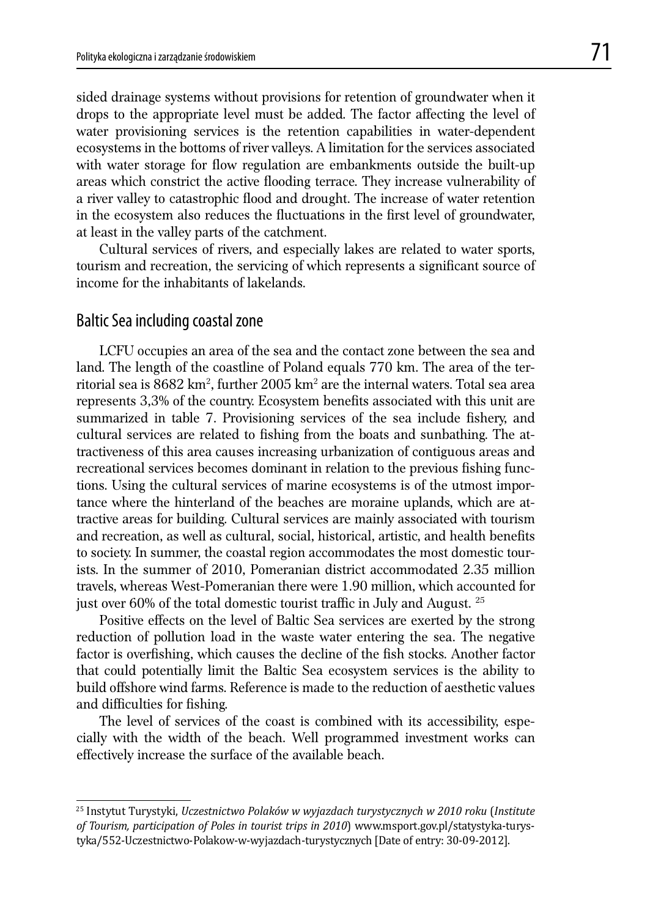sided drainage systems without provisions for retention of groundwater when it drops to the appropriate level must be added. The factor affecting the level of water provisioning services is the retention capabilities in water-dependent ecosystems in the bottoms of river valleys. A limitation for the services associated with water storage for flow regulation are embankments outside the built-up areas which constrict the active flooding terrace. They increase vulnerability of a river valley to catastrophic flood and drought. The increase of water retention in the ecosystem also reduces the fluctuations in the first level of groundwater, at least in the valley parts of the catchment.

Cultural services of rivers, and especially lakes are related to water sports, tourism and recreation, the servicing of which represents a significant source of income for the inhabitants of lakelands.

## Baltic Sea including coastal zone

LCFU occupies an area of the sea and the contact zone between the sea and land. The length of the coastline of Poland equals 770 km. The area of the territorial sea is 8682 km$^2$, further 2005 km$^2$ are the internal waters. Total sea area represents 3,3% of the country. Ecosystem benefits associated with this unit are summarized in table 7. Provisioning services of the sea include fishery, and cultural services are related to fishing from the boats and sunbathing. The attractiveness of this area causes increasing urbanization of contiguous areas and recreational services becomes dominant in relation to the previous fishing functions. Using the cultural services of marine ecosystems is of the utmost importance where the hinterland of the beaches are moraine uplands, which are attractive areas for building. Cultural services are mainly associated with tourism and recreation, as well as cultural, social, historical, artistic, and health benefits to society. In summer, the coastal region accommodates the most domestic tourists. In the summer of 2010, Pomeranian district accommodated 2.35 million travels, whereas West-Pomeranian there were 1.90 million, which accounted for just over 60% of the total domestic tourist traffic in July and August. [25]

Positive effects on the level of Baltic Sea services are exerted by the strong reduction of pollution load in the waste water entering the sea. The negative factor is overfishing, which causes the decline of the fish stocks. Another factor that could potentially limit the Baltic Sea ecosystem services is the ability to build offshore wind farms. Reference is made to the reduction of aesthetic values and difficulties for fishing.

The level of services of the coast is combined with its accessibility, especially with the width of the beach. Well programmed investment works can effectively increase the surface of the available beach.

[25] Instytut Turystyki, *Uczestnictwo Polaków w wyjazdach turystycznych w 2010 roku* (*Institute of Tourism, participation of Poles in tourist trips in 2010*) www.msport.gov.pl/statystyka-turystyka/552-Uczestnictwo-Polakow-w-wyjazdach-turystycznych [Date of entry: 30-09-2012].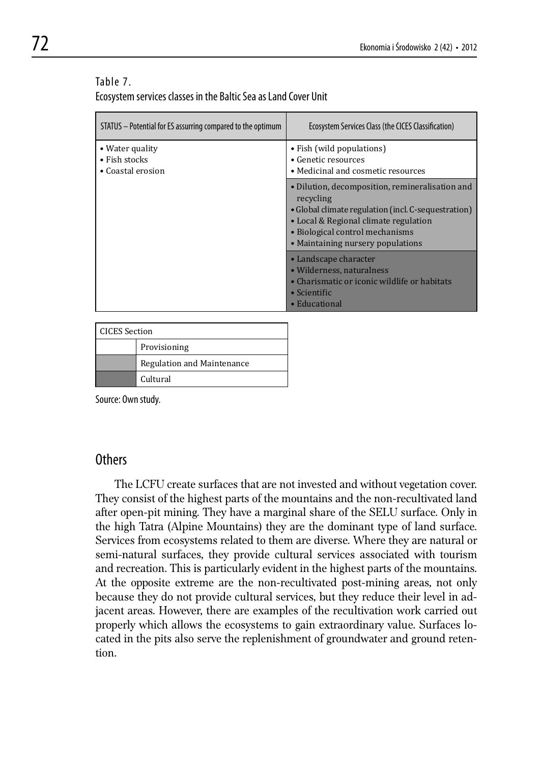Table 7.
Ecosystem services classes in the Baltic Sea as Land Cover Unit

| STATUS – Potential for ES assurring compared to the optimum | Ecosystem Services Class (the CICES Classification) |
|---|---|
| • Water quality<br>• Fish stocks<br>• Coastal erosion | • Fish (wild populations)<br>• Genetic resources<br>• Medicinal and cosmetic resources |
| | • Dilution, decomposition, remineralisation and recycling<br>• Global climate regulation (incl. C-sequestration)<br>• Local & Regional climate regulation<br>• Biological control mechanisms<br>• Maintaining nursery populations |
| | • Landscape character<br>• Wilderness, naturalness<br>• Charismatic or iconic wildlife or habitats<br>• Scientific<br>• Educational |

| CICES Section | |
|---|---|
| (white) | Provisioning |
| (light grey) | Regulation and Maintenance |
| (dark grey) | Cultural |

Source: Own study.

## Others

The LCFU create surfaces that are not invested and without vegetation cover. They consist of the highest parts of the mountains and the non-recultivated land after open-pit mining. They have a marginal share of the SELU surface. Only in the high Tatra (Alpine Mountains) they are the dominant type of land surface. Services from ecosystems related to them are diverse. Where they are natural or semi-natural surfaces, they provide cultural services associated with tourism and recreation. This is particularly evident in the highest parts of the mountains. At the opposite extreme are the non-recultivated post-mining areas, not only because they do not provide cultural services, but they reduce their level in adjacent areas. However, there are examples of the recultivation work carried out properly which allows the ecosystems to gain extraordinary value. Surfaces located in the pits also serve the replenishment of groundwater and ground retention.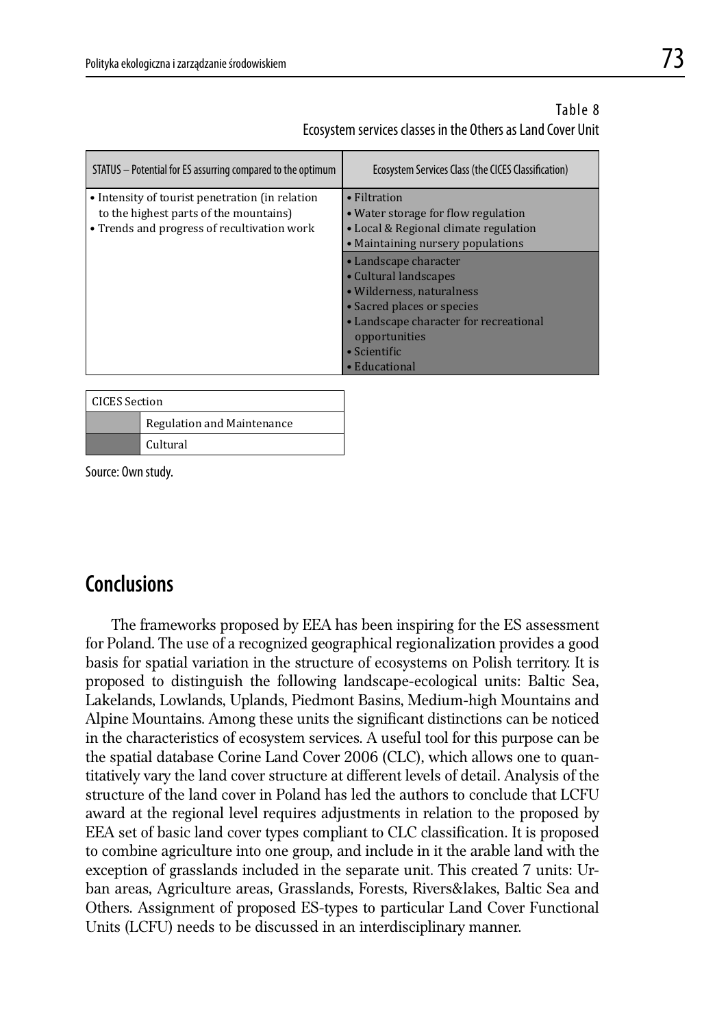Table 8

Ecosystem services classes in the Others as Land Cover Unit

| STATUS – Potential for ES assurring compared to the optimum | Ecosystem Services Class (the CICES Classification) |
|---|---|
| • Intensity of tourist penetration (in relation to the highest parts of the mountains)<br>• Trends and progress of recultivation work | • Filtration<br>• Water storage for flow regulation<br>• Local & Regional climate regulation<br>• Maintaining nursery populations |
| | • Landscape character<br>• Cultural landscapes<br>• Wilderness, naturalness<br>• Sacred places or species<br>• Landscape character for recreational opportunities<br>• Scientific<br>• Educational |

| CICES Section | |
|---|---|
| (light grey) | Regulation and Maintenance |
| (dark grey) | Cultural |

Source: Own study.

## Conclusions

The frameworks proposed by EEA has been inspiring for the ES assessment for Poland. The use of a recognized geographical regionalization provides a good basis for spatial variation in the structure of ecosystems on Polish territory. It is proposed to distinguish the following landscape-ecological units: Baltic Sea, Lakelands, Lowlands, Uplands, Piedmont Basins, Medium-high Mountains and Alpine Mountains. Among these units the significant distinctions can be noticed in the characteristics of ecosystem services. A useful tool for this purpose can be the spatial database Corine Land Cover 2006 (CLC), which allows one to quantitatively vary the land cover structure at different levels of detail. Analysis of the structure of the land cover in Poland has led the authors to conclude that LCFU award at the regional level requires adjustments in relation to the proposed by EEA set of basic land cover types compliant to CLC classification. It is proposed to combine agriculture into one group, and include in it the arable land with the exception of grasslands included in the separate unit. This created 7 units: Urban areas, Agriculture areas, Grasslands, Forests, Rivers&lakes, Baltic Sea and Others. Assignment of proposed ES-types to particular Land Cover Functional Units (LCFU) needs to be discussed in an interdisciplinary manner.